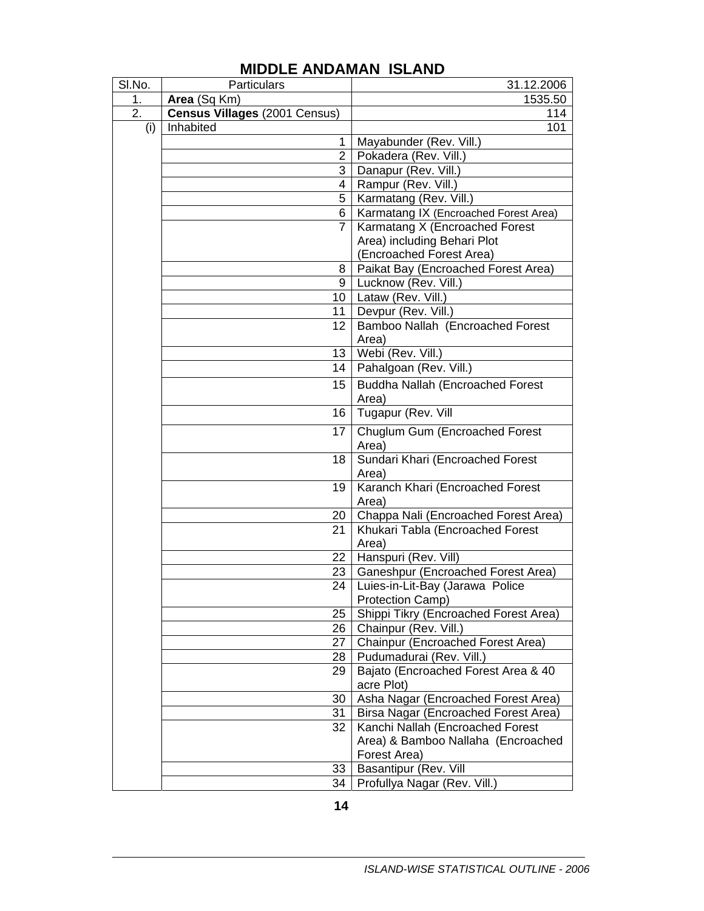# MIDDLE ANDAMAN ISLAND

| Sl.No. | Particulars | 31.12.2006 |
|---|---|---|
| 1. | **Area** (Sq Km) | 1535.50 |
| 2. | **Census Villages** (2001 Census) | 114 |
| (i) | Inhabited | 101 |
| | 1 | Mayabunder (Rev. Vill.) |
| | 2 | Pokadera (Rev. Vill.) |
| | 3 | Danapur (Rev. Vill.) |
| | 4 | Rampur (Rev. Vill.) |
| | 5 | Karmatang (Rev. Vill.) |
| | 6 | Karmatang IX (Encroached Forest Area) |
| | 7 | Karmatang X (Encroached Forest Area) including Behari Plot (Encroached Forest Area) |
| | 8 | Paikat Bay (Encroached Forest Area) |
| | 9 | Lucknow (Rev. Vill.) |
| | 10 | Lataw (Rev. Vill.) |
| | 11 | Devpur (Rev. Vill.) |
| | 12 | Bamboo Nallah (Encroached Forest Area) |
| | 13 | Webi (Rev. Vill.) |
| | 14 | Pahalgoan (Rev. Vill.) |
| | 15 | Buddha Nallah (Encroached Forest Area) |
| | 16 | Tugapur (Rev. Vill |
| | 17 | Chuglum Gum (Encroached Forest Area) |
| | 18 | Sundari Khari (Encroached Forest Area) |
| | 19 | Karanch Khari (Encroached Forest Area) |
| | 20 | Chappa Nali (Encroached Forest Area) |
| | 21 | Khukari Tabla (Encroached Forest Area) |
| | 22 | Hanspuri (Rev. Vill) |
| | 23 | Ganeshpur (Encroached Forest Area) |
| | 24 | Luies-in-Lit-Bay (Jarawa Police Protection Camp) |
| | 25 | Shippi Tikry (Encroached Forest Area) |
| | 26 | Chainpur (Rev. Vill.) |
| | 27 | Chainpur (Encroached Forest Area) |
| | 28 | Pudumadurai (Rev. Vill.) |
| | 29 | Bajato (Encroached Forest Area & 40 acre Plot) |
| | 30 | Asha Nagar (Encroached Forest Area) |
| | 31 | Birsa Nagar (Encroached Forest Area) |
| | 32 | Kanchi Nallah (Encroached Forest Area) & Bamboo Nallaha (Encroached Forest Area) |
| | 33 | Basantipur (Rev. Vill |
| | 34 | Profullya Nagar (Rev. Vill.) |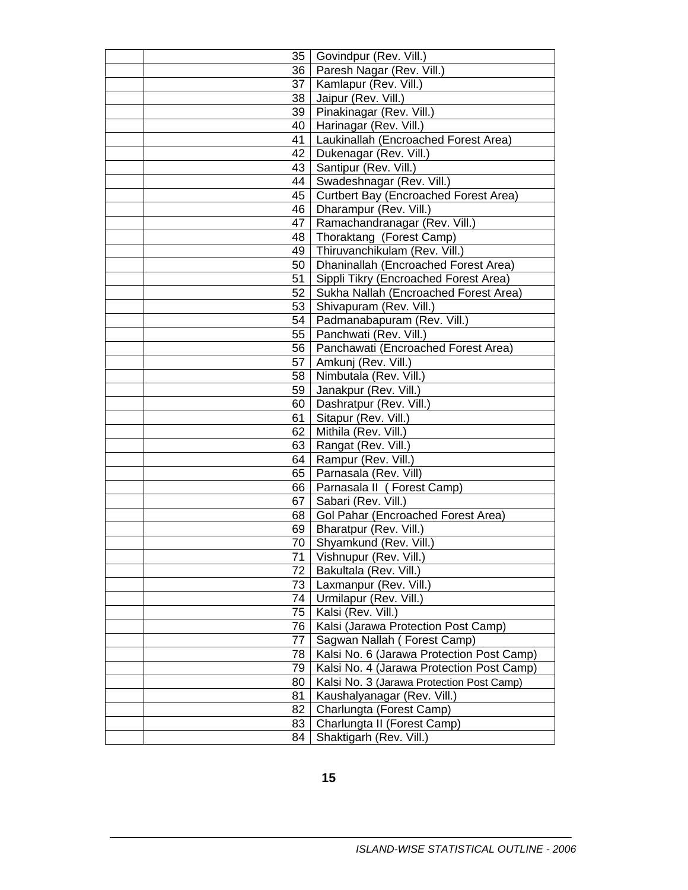|  |  |  |  |
|---|---|---|---|
|  |  | 35 | Govindpur (Rev. Vill.) |
|  |  | 36 | Paresh Nagar (Rev. Vill.) |
|  |  | 37 | Kamlapur (Rev. Vill.) |
|  |  | 38 | Jaipur (Rev. Vill.) |
|  |  | 39 | Pinakinagar (Rev. Vill.) |
|  |  | 40 | Harinagar (Rev. Vill.) |
|  |  | 41 | Laukinallah (Encroached Forest Area) |
|  |  | 42 | Dukenagar (Rev. Vill.) |
|  |  | 43 | Santipur (Rev. Vill.) |
|  |  | 44 | Swadeshnagar (Rev. Vill.) |
|  |  | 45 | Curtbert Bay (Encroached Forest Area) |
|  |  | 46 | Dharampur (Rev. Vill.) |
|  |  | 47 | Ramachandranagar (Rev. Vill.) |
|  |  | 48 | Thoraktang (Forest Camp) |
|  |  | 49 | Thiruvanchikulam (Rev. Vill.) |
|  |  | 50 | Dhaninallah (Encroached Forest Area) |
|  |  | 51 | Sippli Tikry (Encroached Forest Area) |
|  |  | 52 | Sukha Nallah (Encroached Forest Area) |
|  |  | 53 | Shivapuram (Rev. Vill.) |
|  |  | 54 | Padmanabapuram (Rev. Vill.) |
|  |  | 55 | Panchwati (Rev. Vill.) |
|  |  | 56 | Panchawati (Encroached Forest Area) |
|  |  | 57 | Amkunj (Rev. Vill.) |
|  |  | 58 | Nimbutala (Rev. Vill.) |
|  |  | 59 | Janakpur (Rev. Vill.) |
|  |  | 60 | Dashratpur (Rev. Vill.) |
|  |  | 61 | Sitapur (Rev. Vill.) |
|  |  | 62 | Mithila (Rev. Vill.) |
|  |  | 63 | Rangat (Rev. Vill.) |
|  |  | 64 | Rampur (Rev. Vill.) |
|  |  | 65 | Parnasala (Rev. Vill) |
|  |  | 66 | Parnasala II ( Forest Camp) |
|  |  | 67 | Sabari (Rev. Vill.) |
|  |  | 68 | Gol Pahar (Encroached Forest Area) |
|  |  | 69 | Bharatpur (Rev. Vill.) |
|  |  | 70 | Shyamkund (Rev. Vill.) |
|  |  | 71 | Vishnupur (Rev. Vill.) |
|  |  | 72 | Bakultala (Rev. Vill.) |
|  |  | 73 | Laxmanpur (Rev. Vill.) |
|  |  | 74 | Urmilapur (Rev. Vill.) |
|  |  | 75 | Kalsi (Rev. Vill.) |
|  |  | 76 | Kalsi (Jarawa Protection Post Camp) |
|  |  | 77 | Sagwan Nallah ( Forest Camp) |
|  |  | 78 | Kalsi No. 6 (Jarawa Protection Post Camp) |
|  |  | 79 | Kalsi No. 4 (Jarawa Protection Post Camp) |
|  |  | 80 | Kalsi No. 3 (Jarawa Protection Post Camp) |
|  |  | 81 | Kaushalyanagar (Rev. Vill.) |
|  |  | 82 | Charlungta (Forest Camp) |
|  |  | 83 | Charlungta II (Forest Camp) |
|  |  | 84 | Shaktigarh (Rev. Vill.) |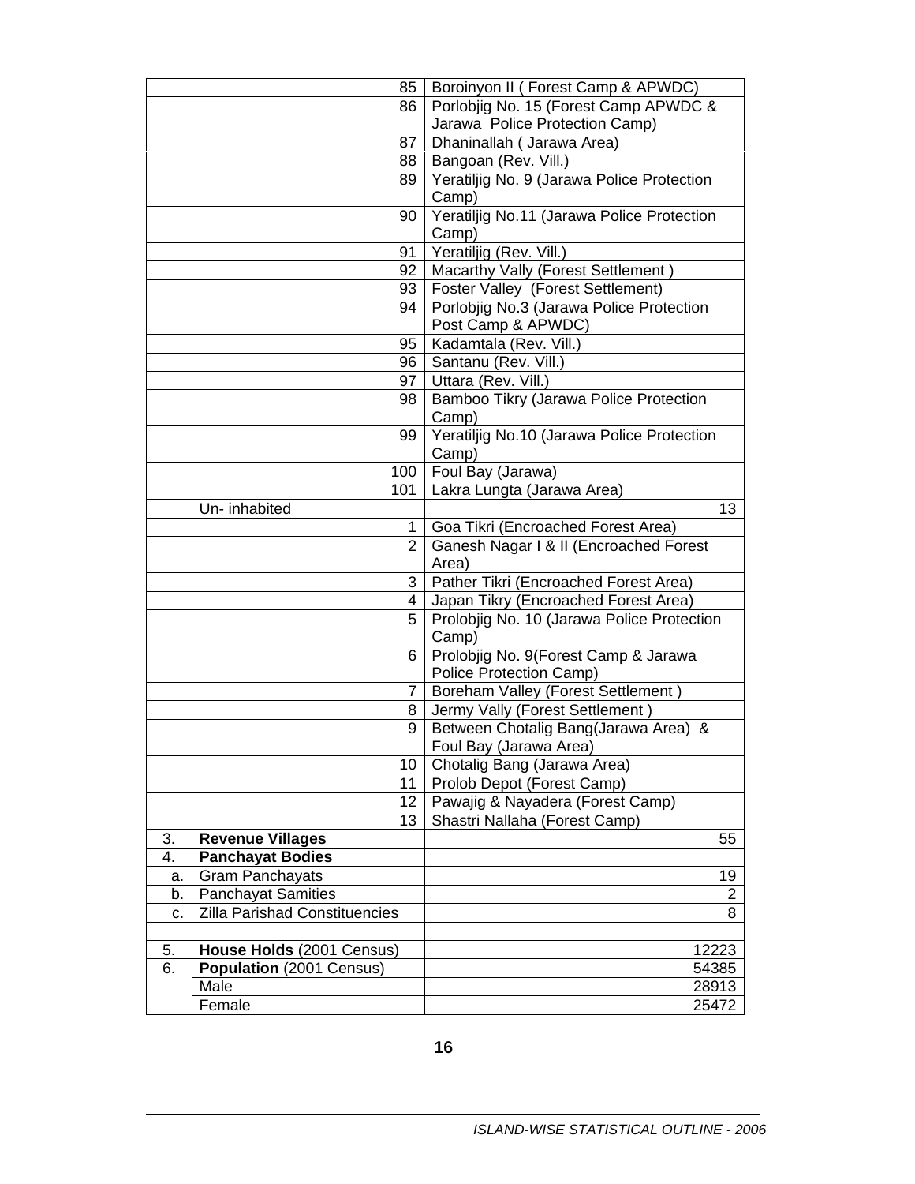| | | |
|---|---|---|
| | 85 | Boroinyon II ( Forest Camp & APWDC) |
| | 86 | Porlobjig No. 15 (Forest Camp APWDC & Jarawa Police Protection Camp) |
| | 87 | Dhaninallah ( Jarawa Area) |
| | 88 | Bangoan (Rev. Vill.) |
| | 89 | Yeratiljig No. 9 (Jarawa Police Protection Camp) |
| | 90 | Yeratiljig No.11 (Jarawa Police Protection Camp) |
| | 91 | Yeratiljig (Rev. Vill.) |
| | 92 | Macarthy Vally (Forest Settlement ) |
| | 93 | Foster Valley (Forest Settlement) |
| | 94 | Porlobjig No.3 (Jarawa Police Protection Post Camp & APWDC) |
| | 95 | Kadamtala (Rev. Vill.) |
| | 96 | Santanu (Rev. Vill.) |
| | 97 | Uttara (Rev. Vill.) |
| | 98 | Bamboo Tikry (Jarawa Police Protection Camp) |
| | 99 | Yeratiljig No.10 (Jarawa Police Protection Camp) |
| | 100 | Foul Bay (Jarawa) |
| | 101 | Lakra Lungta (Jarawa Area) |
| | Un- inhabited | 13 |
| | 1 | Goa Tikri (Encroached Forest Area) |
| | 2 | Ganesh Nagar I & II (Encroached Forest Area) |
| | 3 | Pather Tikri (Encroached Forest Area) |
| | 4 | Japan Tikry (Encroached Forest Area) |
| | 5 | Prolobjig No. 10 (Jarawa Police Protection Camp) |
| | 6 | Prolobjig No. 9(Forest Camp & Jarawa Police Protection Camp) |
| | 7 | Boreham Valley (Forest Settlement ) |
| | 8 | Jermy Vally (Forest Settlement ) |
| | 9 | Between Chotalig Bang(Jarawa Area) & Foul Bay (Jarawa Area) |
| | 10 | Chotalig Bang (Jarawa Area) |
| | 11 | Prolob Depot (Forest Camp) |
| | 12 | Pawajig & Nayadera (Forest Camp) |
| | 13 | Shastri Nallaha (Forest Camp) |
| 3. | **Revenue Villages** | 55 |
| 4. | **Panchayat Bodies** | |
| a. | Gram Panchayats | 19 |
| b. | Panchayat Samities | 2 |
| c. | Zilla Parishad Constituencies | 8 |
| | | |
| 5. | **House Holds** (2001 Census) | 12223 |
| 6. | **Population** (2001 Census) | 54385 |
| | Male | 28913 |
| | Female | 25472 |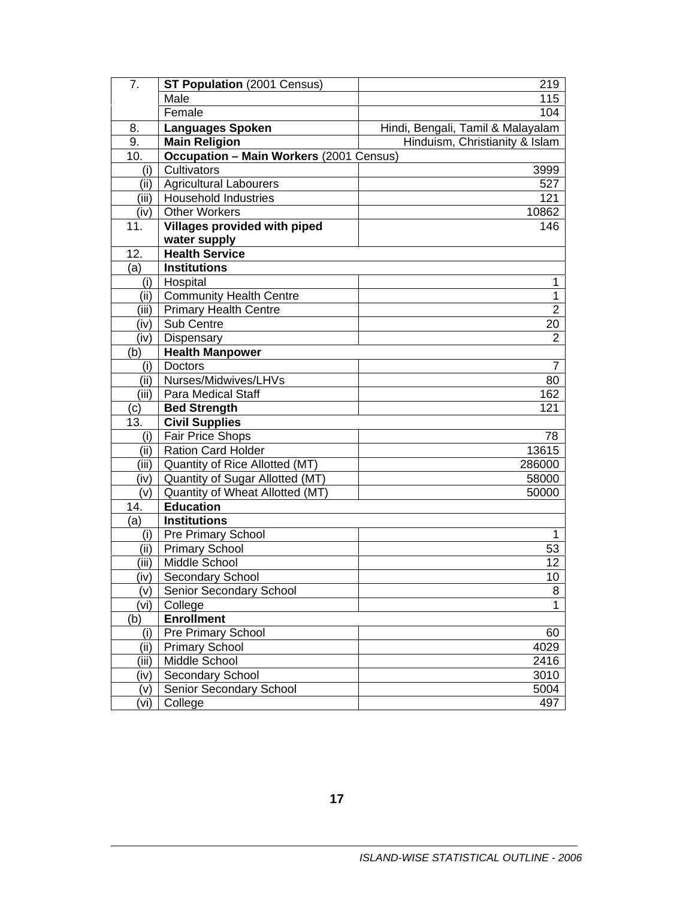| 7. | **ST Population** (2001 Census) | 219 |
|---|---|---|
| | Male | 115 |
| | Female | 104 |
| 8. | **Languages Spoken** | Hindi, Bengali, Tamil & Malayalam |
| 9. | **Main Religion** | Hinduism, Christianity & Islam |
| 10. | **Occupation – Main Workers** (2001 Census) | |
| (i) | Cultivators | 3999 |
| (ii) | Agricultural Labourers | 527 |
| (iii) | Household Industries | 121 |
| (iv) | Other Workers | 10862 |
| 11. | **Villages provided with piped water supply** | 146 |
| 12. | **Health Service** | |
| (a) | **Institutions** | |
| (i) | Hospital | 1 |
| (ii) | Community Health Centre | 1 |
| (iii) | Primary Health Centre | 2 |
| (iv) | Sub Centre | 20 |
| (iv) | Dispensary | 2 |
| (b) | **Health Manpower** | |
| (i) | Doctors | 7 |
| (ii) | Nurses/Midwives/LHVs | 80 |
| (iii) | Para Medical Staff | 162 |
| (c) | **Bed Strength** | 121 |
| 13. | **Civil Supplies** | |
| (i) | Fair Price Shops | 78 |
| (ii) | Ration Card Holder | 13615 |
| (iii) | Quantity of Rice Allotted (MT) | 286000 |
| (iv) | Quantity of Sugar Allotted (MT) | 58000 |
| (v) | Quantity of Wheat Allotted (MT) | 50000 |
| 14. | **Education** | |
| (a) | **Institutions** | |
| (i) | Pre Primary School | 1 |
| (ii) | Primary School | 53 |
| (iii) | Middle School | 12 |
| (iv) | Secondary School | 10 |
| (v) | Senior Secondary School | 8 |
| (vi) | College | 1 |
| (b) | **Enrollment** | |
| (i) | Pre Primary School | 60 |
| (ii) | Primary School | 4029 |
| (iii) | Middle School | 2416 |
| (iv) | Secondary School | 3010 |
| (v) | Senior Secondary School | 5004 |
| (vi) | College | 497 |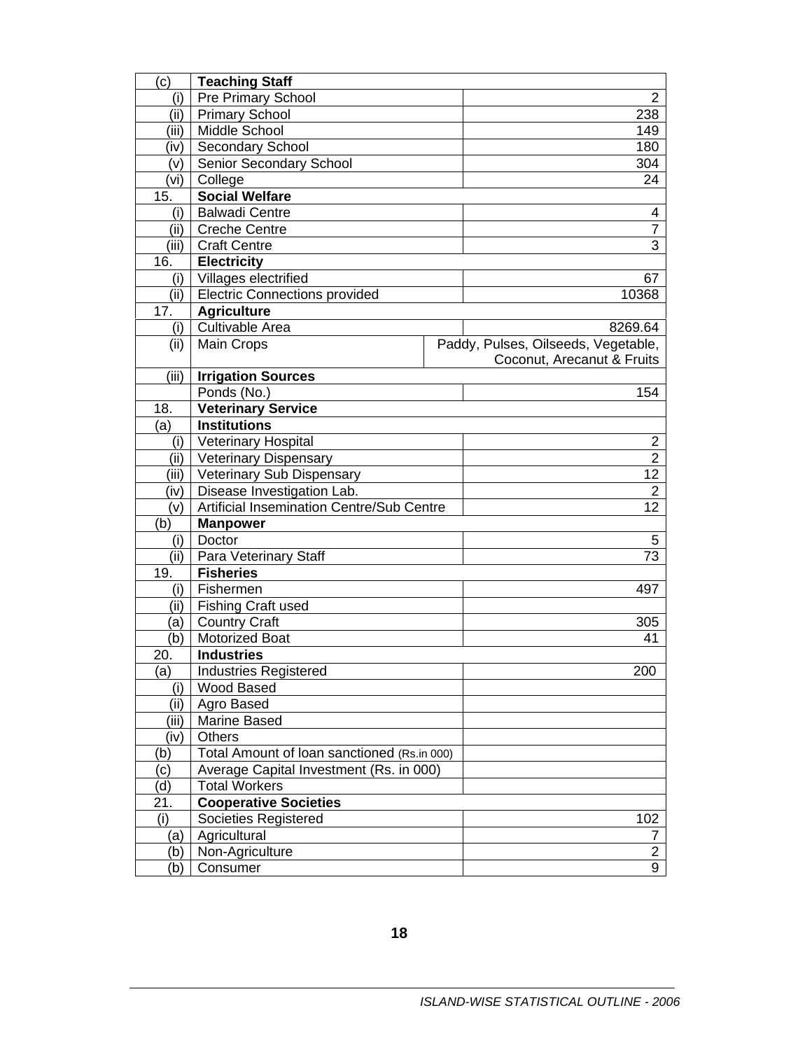| | | |
|---|---|---|
| (c) | **Teaching Staff** | |
| (i) | Pre Primary School | 2 |
| (ii) | Primary School | 238 |
| (iii) | Middle School | 149 |
| (iv) | Secondary School | 180 |
| (v) | Senior Secondary School | 304 |
| (vi) | College | 24 |
| 15. | **Social Welfare** | |
| (i) | Balwadi Centre | 4 |
| (ii) | Creche Centre | 7 |
| (iii) | Craft Centre | 3 |
| 16. | **Electricity** | |
| (i) | Villages electrified | 67 |
| (ii) | Electric Connections provided | 10368 |
| 17. | **Agriculture** | |
| (i) | Cultivable Area | 8269.64 |
| (ii) | Main Crops | Paddy, Pulses, Oilseeds, Vegetable, Coconut, Arecanut & Fruits |
| (iii) | **Irrigation Sources** | |
| | Ponds (No.) | 154 |
| 18. | **Veterinary Service** | |
| (a) | **Institutions** | |
| (i) | Veterinary Hospital | 2 |
| (ii) | Veterinary Dispensary | 2 |
| (iii) | Veterinary Sub Dispensary | 12 |
| (iv) | Disease Investigation Lab. | 2 |
| (v) | Artificial Insemination Centre/Sub Centre | 12 |
| (b) | **Manpower** | |
| (i) | Doctor | 5 |
| (ii) | Para Veterinary Staff | 73 |
| 19. | **Fisheries** | |
| (i) | Fishermen | 497 |
| (ii) | Fishing Craft used | |
| (a) | Country Craft | 305 |
| (b) | Motorized Boat | 41 |
| 20. | **Industries** | |
| (a) | Industries Registered | 200 |
| (i) | Wood Based | |
| (ii) | Agro Based | |
| (iii) | Marine Based | |
| (iv) | Others | |
| (b) | Total Amount of loan sanctioned (Rs.in 000) | |
| (c) | Average Capital Investment (Rs. in 000) | |
| (d) | Total Workers | |
| 21. | **Cooperative Societies** | |
| (i) | Societies Registered | 102 |
| (a) | Agricultural | 7 |
| (b) | Non-Agriculture | 2 |
| (b) | Consumer | 9 |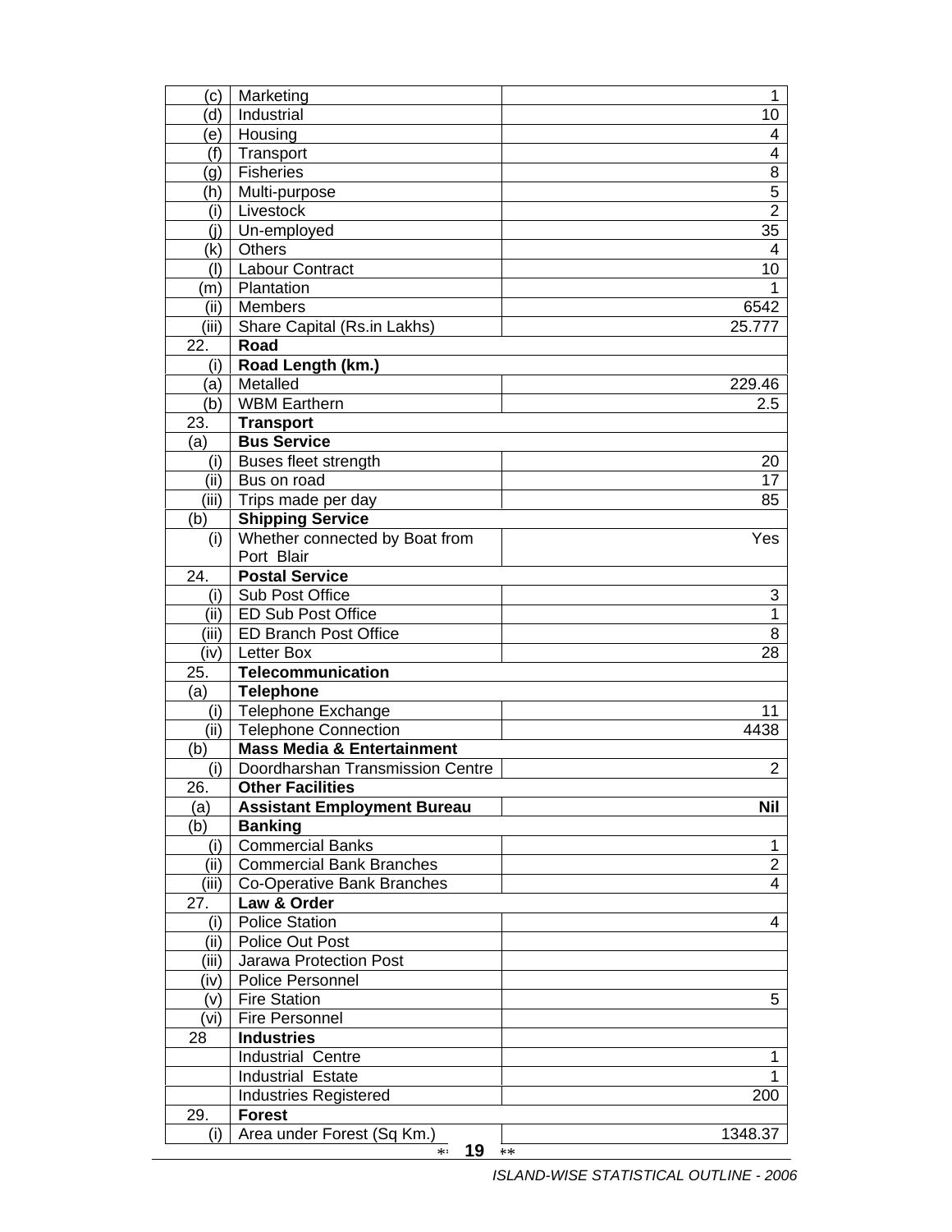| | | |
|---|---|---|
| (c) | Marketing | 1 |
| (d) | Industrial | 10 |
| (e) | Housing | 4 |
| (f) | Transport | 4 |
| (g) | Fisheries | 8 |
| (h) | Multi-purpose | 5 |
| (i) | Livestock | 2 |
| (j) | Un-employed | 35 |
| (k) | Others | 4 |
| (l) | Labour Contract | 10 |
| (m) | Plantation | 1 |
| (ii) | Members | 6542 |
| (iii) | Share Capital (Rs.in Lakhs) | 25.777 |
| 22. | **Road** | |
| (i) | **Road Length (km.)** | |
| (a) | Metalled | 229.46 |
| (b) | WBM Earthern | 2.5 |
| 23. | **Transport** | |
| (a) | **Bus Service** | |
| (i) | Buses fleet strength | 20 |
| (ii) | Bus on road | 17 |
| (iii) | Trips made per day | 85 |
| (b) | **Shipping Service** | |
| (i) | Whether connected by Boat from Port Blair | Yes |
| 24. | **Postal Service** | |
| (i) | Sub Post Office | 3 |
| (ii) | ED Sub Post Office | 1 |
| (iii) | ED Branch Post Office | 8 |
| (iv) | Letter Box | 28 |
| 25. | **Telecommunication** | |
| (a) | **Telephone** | |
| (i) | Telephone Exchange | 11 |
| (ii) | Telephone Connection | 4438 |
| (b) | **Mass Media & Entertainment** | |
| (i) | Doordharshan Transmission Centre | 2 |
| 26. | **Other Facilities** | |
| (a) | **Assistant Employment Bureau** | **Nil** |
| (b) | **Banking** | |
| (i) | Commercial Banks | 1 |
| (ii) | Commercial Bank Branches | 2 |
| (iii) | Co-Operative Bank Branches | 4 |
| 27. | **Law & Order** | |
| (i) | Police Station | 4 |
| (ii) | Police Out Post | |
| (iii) | Jarawa Protection Post | |
| (iv) | Police Personnel | |
| (v) | Fire Station | 5 |
| (vi) | Fire Personnel | |
| 28 | **Industries** | |
| | Industrial Centre | 1 |
| | Industrial Estate | 1 |
| | Industries Registered | 200 |
| 29. | **Forest** | |
| (i) | Area under Forest (Sq Km.) | 1348.37 |